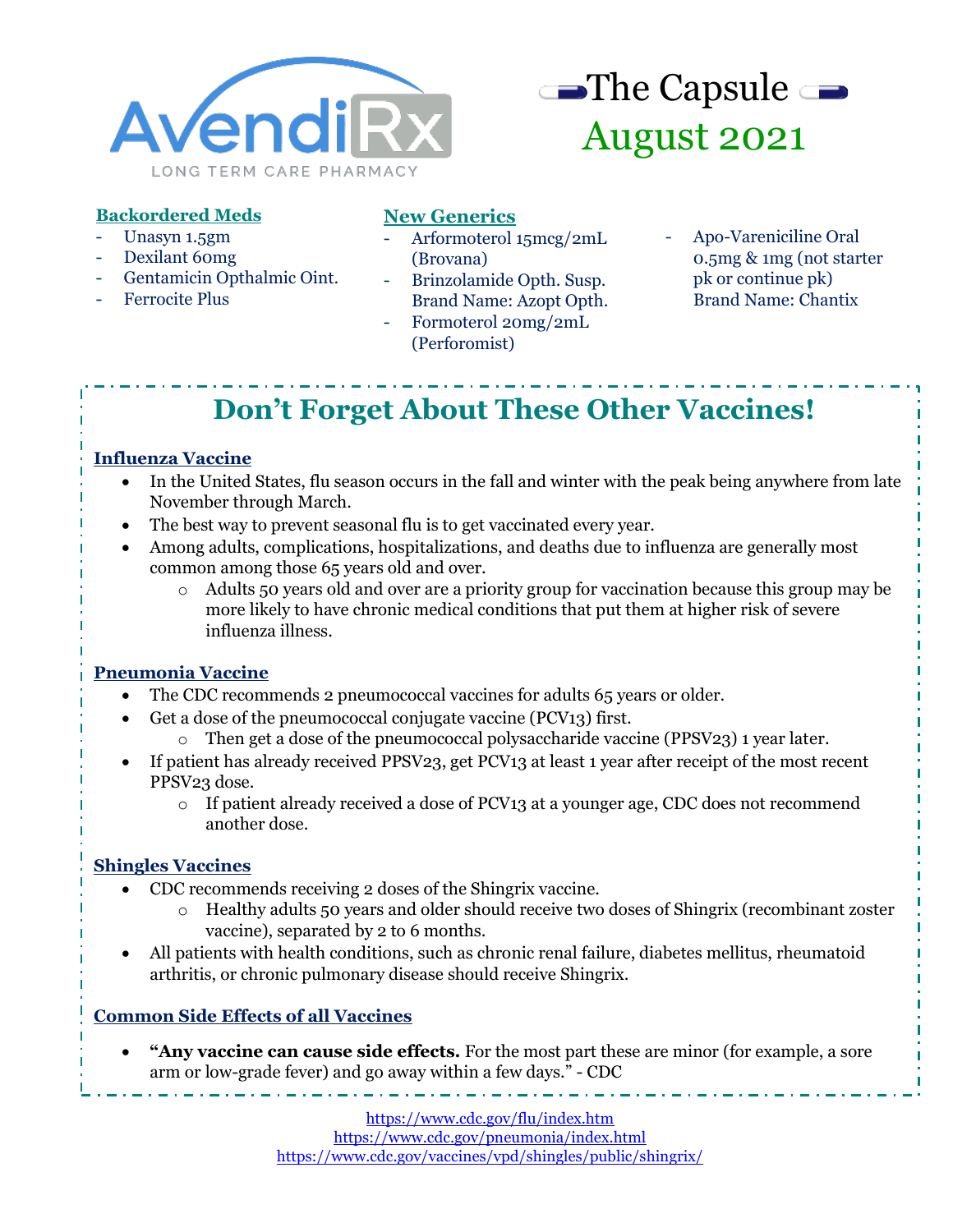AvendiRx

LONG TERM CARE PHARMACY

# The Capsule

## August 2021

### Backordered Meds

- Unasyn 1.5gm
- Dexilant 60mg
- Gentamicin Opthalmic Oint.
- Ferrocite Plus

### New Generics

- Arformoterol 15mcg/2mL (Brovana)
- Brinzolamide Opth. Susp. Brand Name: Azopt Opth.
- Formoterol 20mg/2mL (Perforomist)
- Apo-Vareniciline Oral 0.5mg & 1mg (not starter pk or continue pk) Brand Name: Chantix

## Don't Forget About These Other Vaccines!

### Influenza Vaccine

- In the United States, flu season occurs in the fall and winter with the peak being anywhere from late November through March.
- The best way to prevent seasonal flu is to get vaccinated every year.
- Among adults, complications, hospitalizations, and deaths due to influenza are generally most common among those 65 years old and over.
  - Adults 50 years old and over are a priority group for vaccination because this group may be more likely to have chronic medical conditions that put them at higher risk of severe influenza illness.

### Pneumonia Vaccine

- The CDC recommends 2 pneumococcal vaccines for adults 65 years or older.
- Get a dose of the pneumococcal conjugate vaccine (PCV13) first.
  - Then get a dose of the pneumococcal polysaccharide vaccine (PPSV23) 1 year later.
- If patient has already received PPSV23, get PCV13 at least 1 year after receipt of the most recent PPSV23 dose.
  - If patient already received a dose of PCV13 at a younger age, CDC does not recommend another dose.

### Shingles Vaccines

- CDC recommends receiving 2 doses of the Shingrix vaccine.
  - Healthy adults 50 years and older should receive two doses of Shingrix (recombinant zoster vaccine), separated by 2 to 6 months.
- All patients with health conditions, such as chronic renal failure, diabetes mellitus, rheumatoid arthritis, or chronic pulmonary disease should receive Shingrix.

### Common Side Effects of all Vaccines

- "**Any vaccine can cause side effects.** For the most part these are minor (for example, a sore arm or low-grade fever) and go away within a few days." - CDC

https://www.cdc.gov/flu/index.htm
https://www.cdc.gov/pneumonia/index.html
https://www.cdc.gov/vaccines/vpd/shingles/public/shingrix/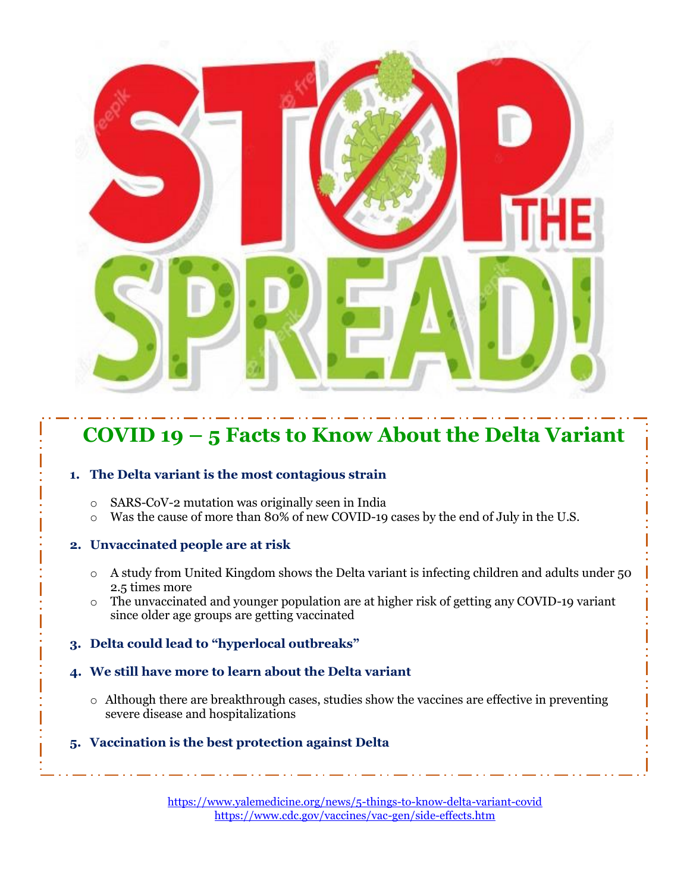# STOP THE SPREAD!

## COVID 19 – 5 Facts to Know About the Delta Variant

1. **The Delta variant is the most contagious strain**
   - SARS-CoV-2 mutation was originally seen in India
   - Was the cause of more than 80% of new COVID-19 cases by the end of July in the U.S.

2. **Unvaccinated people are at risk**
   - A study from United Kingdom shows the Delta variant is infecting children and adults under 50 2.5 times more
   - The unvaccinated and younger population are at higher risk of getting any COVID-19 variant since older age groups are getting vaccinated

3. **Delta could lead to "hyperlocal outbreaks"**

4. **We still have more to learn about the Delta variant**
   - Although there are breakthrough cases, studies show the vaccines are effective in preventing severe disease and hospitalizations

5. **Vaccination is the best protection against Delta**

https://www.yalemedicine.org/news/5-things-to-know-delta-variant-covid
https://www.cdc.gov/vaccines/vac-gen/side-effects.htm